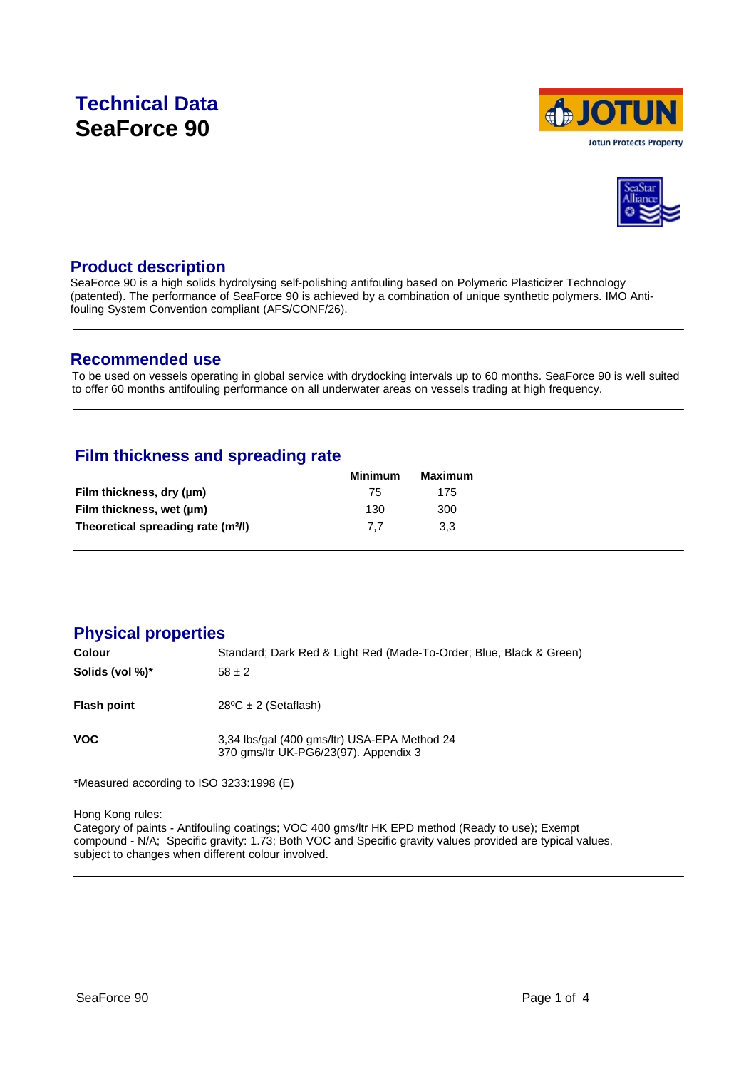# Technical Data
# SeaForce 90

## Product description

SeaForce 90 is a high solids hydrolysing self-polishing antifouling based on Polymeric Plasticizer Technology (patented). The performance of SeaForce 90 is achieved by a combination of unique synthetic polymers. IMO Anti-fouling System Convention compliant (AFS/CONF/26).

## Recommended use

To be used on vessels operating in global service with drydocking intervals up to 60 months. SeaForce 90 is well suited to offer 60 months antifouling performance on all underwater areas on vessels trading at high frequency.

## Film thickness and spreading rate

| | Minimum | Maximum |
|---|---|---|
| **Film thickness, dry (µm)** | 75 | 175 |
| **Film thickness, wet (µm)** | 130 | 300 |
| **Theoretical spreading rate (m²/l)** | 7,7 | 3,3 |

## Physical properties

| | |
|---|---|
| **Colour** | Standard; Dark Red & Light Red (Made-To-Order; Blue, Black & Green) |
| **Solids (vol %)*** | 58 ± 2 |
| **Flash point** | 28ºC ± 2 (Setaflash) |
| **VOC** | 3,34 lbs/gal (400 gms/ltr) USA-EPA Method 24<br>370 gms/ltr UK-PG6/23(97). Appendix 3 |

*Measured according to ISO 3233:1998 (E)

Hong Kong rules:
Category of paints - Antifouling coatings; VOC 400 gms/ltr HK EPD method (Ready to use); Exempt compound - N/A; Specific gravity: 1.73; Both VOC and Specific gravity values provided are typical values, subject to changes when different colour involved.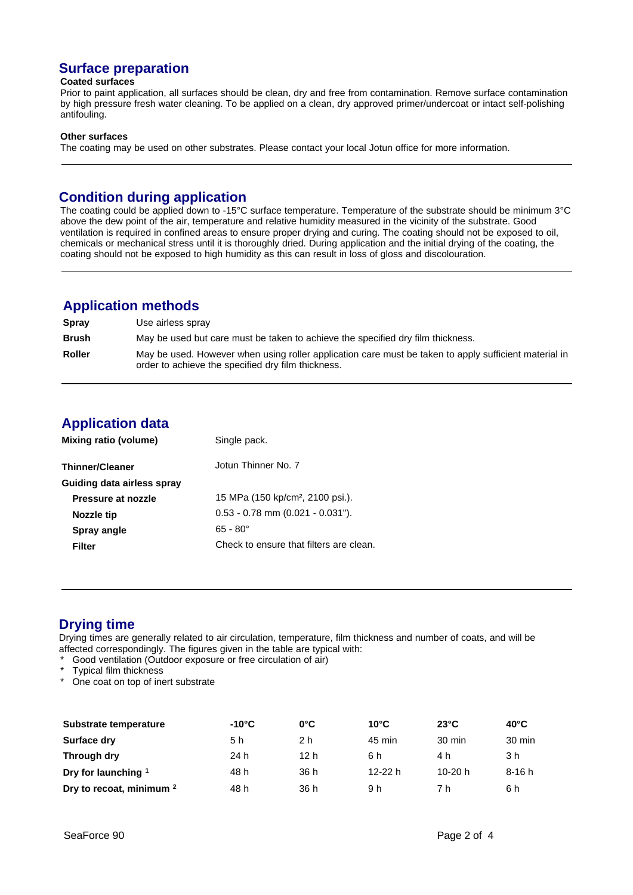## Surface preparation

**Coated surfaces**

Prior to paint application, all surfaces should be clean, dry and free from contamination. Remove surface contamination by high pressure fresh water cleaning. To be applied on a clean, dry approved primer/undercoat or intact self-polishing antifouling.

**Other surfaces**

The coating may be used on other substrates. Please contact your local Jotun office for more information.

---

## Condition during application

The coating could be applied down to -15°C surface temperature. Temperature of the substrate should be minimum 3°C above the dew point of the air, temperature and relative humidity measured in the vicinity of the substrate. Good ventilation is required in confined areas to ensure proper drying and curing. The coating should not be exposed to oil, chemicals or mechanical stress until it is thoroughly dried. During application and the initial drying of the coating, the coating should not be exposed to high humidity as this can result in loss of gloss and discolouration.

---

## Application methods

| | |
|---|---|
| **Spray** | Use airless spray |
| **Brush** | May be used but care must be taken to achieve the specified dry film thickness. |
| **Roller** | May be used. However when using roller application care must be taken to apply sufficient material in order to achieve the specified dry film thickness. |

---

## Application data

| | |
|---|---|
| **Mixing ratio (volume)** | Single pack. |
| **Thinner/Cleaner** | Jotun Thinner No. 7 |
| **Guiding data airless spray** | |
| **Pressure at nozzle** | 15 MPa (150 kp/cm², 2100 psi.). |
| **Nozzle tip** | 0.53 - 0.78 mm (0.021 - 0.031"). |
| **Spray angle** | 65 - 80° |
| **Filter** | Check to ensure that filters are clean. |

---

## Drying time

Drying times are generally related to air circulation, temperature, film thickness and number of coats, and will be affected correspondingly. The figures given in the table are typical with:

* Good ventilation (Outdoor exposure or free circulation of air)
* Typical film thickness
* One coat on top of inert substrate

| Substrate temperature | -10°C | 0°C | 10°C | 23°C | 40°C |
|---|---|---|---|---|---|
| **Surface dry** | 5 h | 2 h | 45 min | 30 min | 30 min |
| **Through dry** | 24 h | 12 h | 6 h | 4 h | 3 h |
| **Dry for launching [1]** | 48 h | 36 h | 12-22 h | 10-20 h | 8-16 h |
| **Dry to recoat, minimum [2]** | 48 h | 36 h | 9 h | 7 h | 6 h |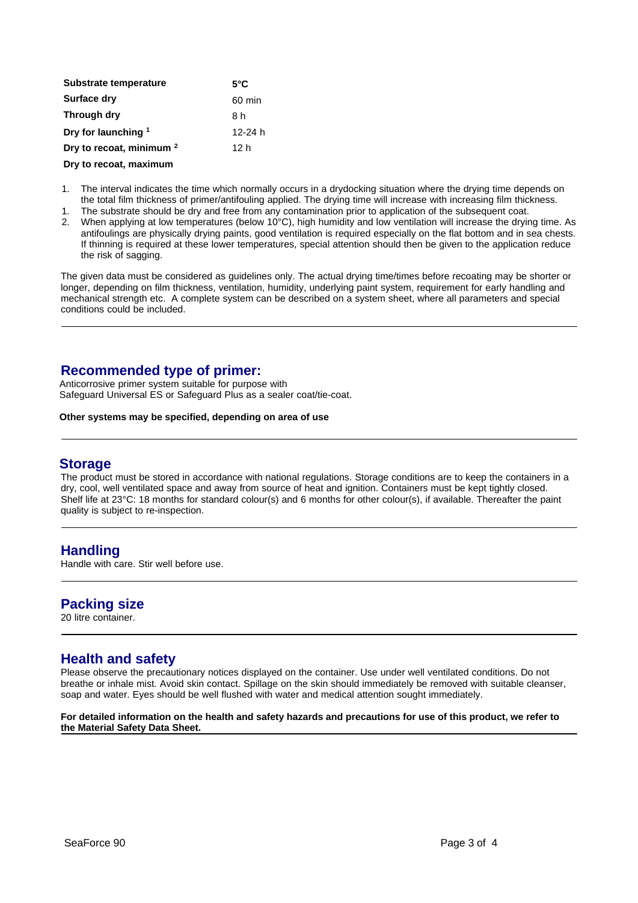| Substrate temperature | 5°C |
|---|---|
| Surface dry | 60 min |
| Through dry | 8 h |
| Dry for launching [1] | 12-24 h |
| Dry to recoat, minimum [2] | 12 h |
| Dry to recoat, maximum | |

1. The interval indicates the time which normally occurs in a drydocking situation where the drying time depends on the total film thickness of primer/antifouling applied. The drying time will increase with increasing film thickness.
1. The substrate should be dry and free from any contamination prior to application of the subsequent coat.
2. When applying at low temperatures (below 10°C), high humidity and low ventilation will increase the drying time. As antifoulings are physically drying paints, good ventilation is required especially on the flat bottom and in sea chests. If thinning is required at these lower temperatures, special attention should then be given to the application reduce the risk of sagging.

The given data must be considered as guidelines only. The actual drying time/times before recoating may be shorter or longer, depending on film thickness, ventilation, humidity, underlying paint system, requirement for early handling and mechanical strength etc. A complete system can be described on a system sheet, where all parameters and special conditions could be included.

## Recommended type of primer:

Anticorrosive primer system suitable for purpose with
Safeguard Universal ES or Safeguard Plus as a sealer coat/tie-coat.

**Other systems may be specified, depending on area of use**

## Storage

The product must be stored in accordance with national regulations. Storage conditions are to keep the containers in a dry, cool, well ventilated space and away from source of heat and ignition. Containers must be kept tightly closed. Shelf life at 23°C: 18 months for standard colour(s) and 6 months for other colour(s), if available. Thereafter the paint quality is subject to re-inspection.

## Handling

Handle with care. Stir well before use.

## Packing size

20 litre container.

## Health and safety

Please observe the precautionary notices displayed on the container. Use under well ventilated conditions. Do not breathe or inhale mist. Avoid skin contact. Spillage on the skin should immediately be removed with suitable cleanser, soap and water. Eyes should be well flushed with water and medical attention sought immediately.

**For detailed information on the health and safety hazards and precautions for use of this product, we refer to the Material Safety Data Sheet.**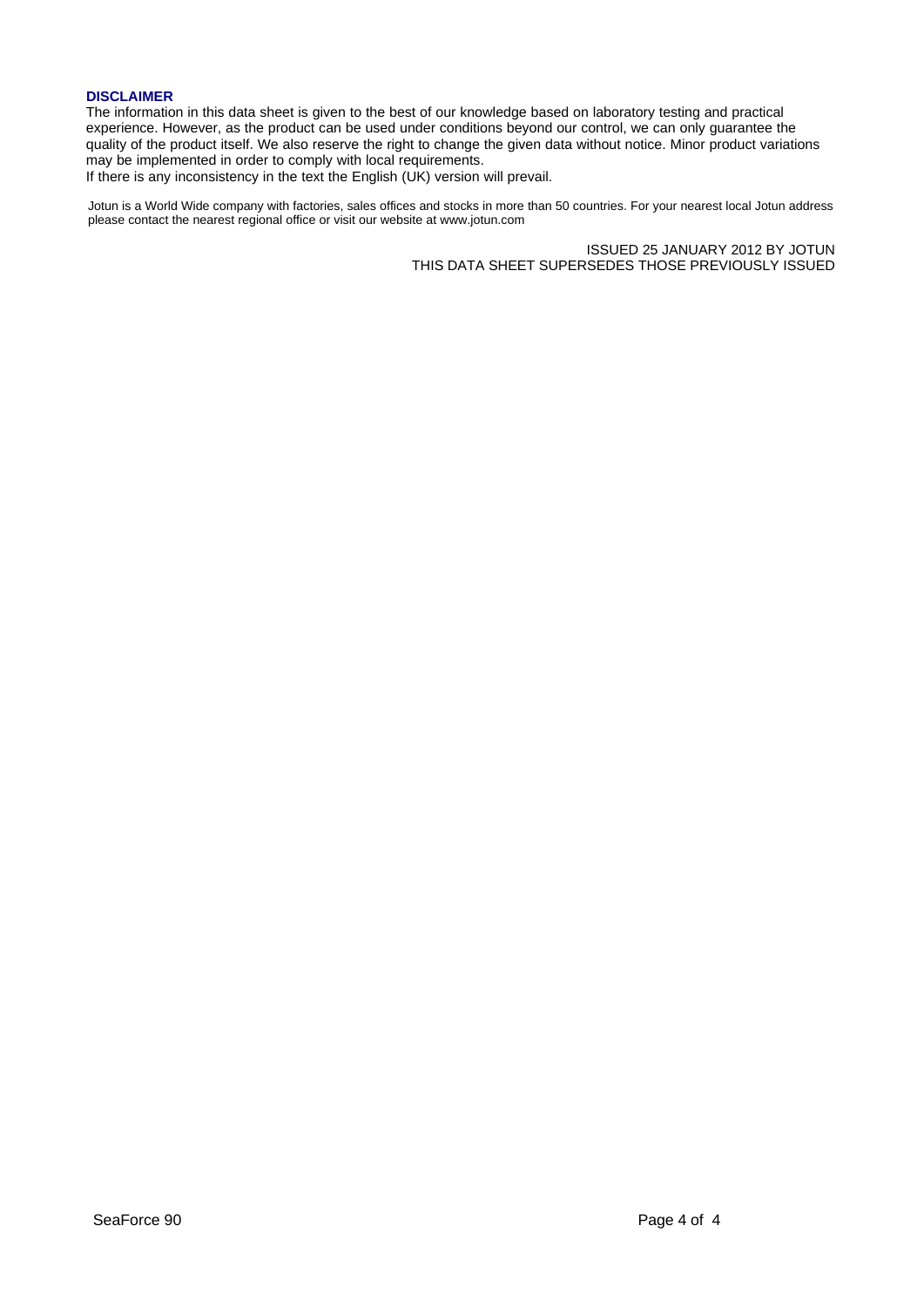## DISCLAIMER

The information in this data sheet is given to the best of our knowledge based on laboratory testing and practical experience. However, as the product can be used under conditions beyond our control, we can only guarantee the quality of the product itself. We also reserve the right to change the given data without notice. Minor product variations may be implemented in order to comply with local requirements.
If there is any inconsistency in the text the English (UK) version will prevail.

Jotun is a World Wide company with factories, sales offices and stocks in more than 50 countries. For your nearest local Jotun address please contact the nearest regional office or visit our website at www.jotun.com

ISSUED 25 JANUARY 2012 BY JOTUN
THIS DATA SHEET SUPERSEDES THOSE PREVIOUSLY ISSUED